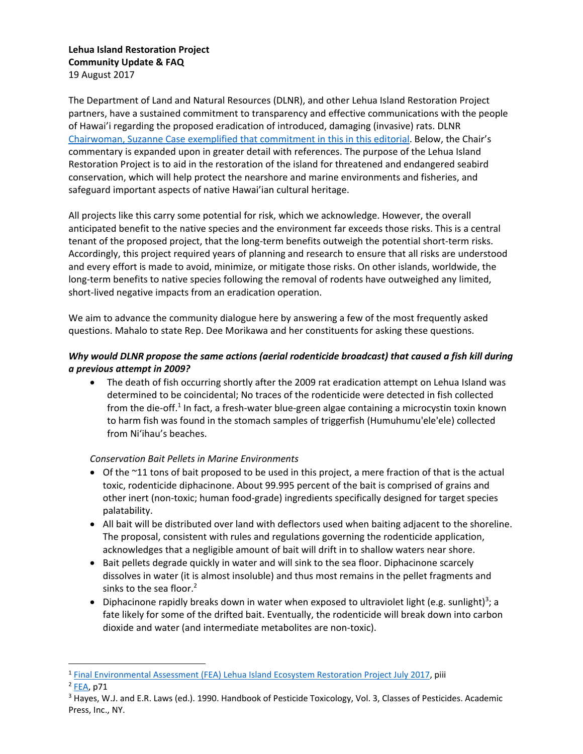**Lehua Island Restoration Project**
**Community Update & FAQ**
19 August 2017

The Department of Land and Natural Resources (DLNR), and other Lehua Island Restoration Project partners, have a sustained commitment to transparency and effective communications with the people of Hawai'i regarding the proposed eradication of introduced, damaging (invasive) rats. DLNR Chairwoman, Suzanne Case exemplified that commitment in this in this editorial. Below, the Chair's commentary is expanded upon in greater detail with references. The purpose of the Lehua Island Restoration Project is to aid in the restoration of the island for threatened and endangered seabird conservation, which will help protect the nearshore and marine environments and fisheries, and safeguard important aspects of native Hawai'ian cultural heritage.

All projects like this carry some potential for risk, which we acknowledge. However, the overall anticipated benefit to the native species and the environment far exceeds those risks. This is a central tenant of the proposed project, that the long-term benefits outweigh the potential short-term risks. Accordingly, this project required years of planning and research to ensure that all risks are understood and every effort is made to avoid, minimize, or mitigate those risks. On other islands, worldwide, the long-term benefits to native species following the removal of rodents have outweighed any limited, short-lived negative impacts from an eradication operation.

We aim to advance the community dialogue here by answering a few of the most frequently asked questions. Mahalo to state Rep. Dee Morikawa and her constituents for asking these questions.

***Why would DLNR propose the same actions (aerial rodenticide broadcast) that caused a fish kill during a previous attempt in 2009?***

- The death of fish occurring shortly after the 2009 rat eradication attempt on Lehua Island was determined to be coincidental; No traces of the rodenticide were detected in fish collected from the die-off.[1] In fact, a fresh-water blue-green algae containing a microcystin toxin known to harm fish was found in the stomach samples of triggerfish (Humuhumu'ele'ele) collected from Ni'ihau's beaches.

*Conservation Bait Pellets in Marine Environments*

- Of the ~11 tons of bait proposed to be used in this project, a mere fraction of that is the actual toxic, rodenticide diphacinone. About 99.995 percent of the bait is comprised of grains and other inert (non-toxic; human food-grade) ingredients specifically designed for target species palatability.
- All bait will be distributed over land with deflectors used when baiting adjacent to the shoreline. The proposal, consistent with rules and regulations governing the rodenticide application, acknowledges that a negligible amount of bait will drift in to shallow waters near shore.
- Bait pellets degrade quickly in water and will sink to the sea floor. Diphacinone scarcely dissolves in water (it is almost insoluble) and thus most remains in the pellet fragments and sinks to the sea floor.[2]
- Diphacinone rapidly breaks down in water when exposed to ultraviolet light (e.g. sunlight)[3]; a fate likely for some of the drifted bait. Eventually, the rodenticide will break down into carbon dioxide and water (and intermediate metabolites are non-toxic).

---

[1] Final Environmental Assessment (FEA) Lehua Island Ecosystem Restoration Project July 2017, piii

[2] FEA, p71

[3] Hayes, W.J. and E.R. Laws (ed.). 1990. Handbook of Pesticide Toxicology, Vol. 3, Classes of Pesticides. Academic Press, Inc., NY.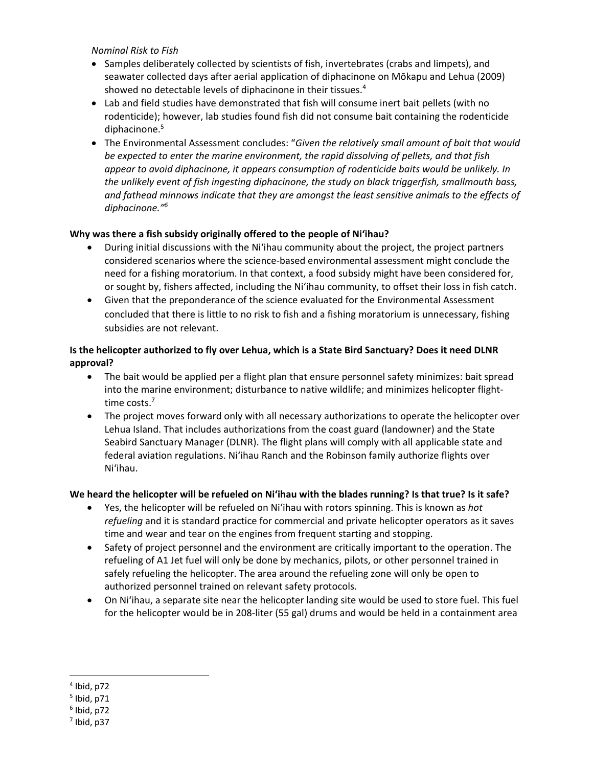*Nominal Risk to Fish*

- Samples deliberately collected by scientists of fish, invertebrates (crabs and limpets), and seawater collected days after aerial application of diphacinone on Mōkapu and Lehua (2009) showed no detectable levels of diphacinone in their tissues.[4]
- Lab and field studies have demonstrated that fish will consume inert bait pellets (with no rodenticide); however, lab studies found fish did not consume bait containing the rodenticide diphacinone.[5]
- The Environmental Assessment concludes: "*Given the relatively small amount of bait that would be expected to enter the marine environment, the rapid dissolving of pellets, and that fish appear to avoid diphacinone, it appears consumption of rodenticide baits would be unlikely. In the unlikely event of fish ingesting diphacinone, the study on black triggerfish, smallmouth bass, and fathead minnows indicate that they are amongst the least sensitive animals to the effects of diphacinone."*[6]

**Why was there a fish subsidy originally offered to the people of Niʻihau?**

- During initial discussions with the Niʻihau community about the project, the project partners considered scenarios where the science-based environmental assessment might conclude the need for a fishing moratorium. In that context, a food subsidy might have been considered for, or sought by, fishers affected, including the Niʻihau community, to offset their loss in fish catch.
- Given that the preponderance of the science evaluated for the Environmental Assessment concluded that there is little to no risk to fish and a fishing moratorium is unnecessary, fishing subsidies are not relevant.

**Is the helicopter authorized to fly over Lehua, which is a State Bird Sanctuary? Does it need DLNR approval?**

- The bait would be applied per a flight plan that ensure personnel safety minimizes: bait spread into the marine environment; disturbance to native wildlife; and minimizes helicopter flight-time costs.[7]
- The project moves forward only with all necessary authorizations to operate the helicopter over Lehua Island. That includes authorizations from the coast guard (landowner) and the State Seabird Sanctuary Manager (DLNR). The flight plans will comply with all applicable state and federal aviation regulations. Niʻihau Ranch and the Robinson family authorize flights over Niʻihau.

**We heard the helicopter will be refueled on Niʻihau with the blades running? Is that true? Is it safe?**

- Yes, the helicopter will be refueled on Niʻihau with rotors spinning. This is known as *hot refueling* and it is standard practice for commercial and private helicopter operators as it saves time and wear and tear on the engines from frequent starting and stopping.
- Safety of project personnel and the environment are critically important to the operation. The refueling of A1 Jet fuel will only be done by mechanics, pilots, or other personnel trained in safely refueling the helicopter. The area around the refueling zone will only be open to authorized personnel trained on relevant safety protocols.
- On Niʻihau, a separate site near the helicopter landing site would be used to store fuel. This fuel for the helicopter would be in 208-liter (55 gal) drums and would be held in a containment area

---

[4] Ibid, p72
[5] Ibid, p71
[6] Ibid, p72
[7] Ibid, p37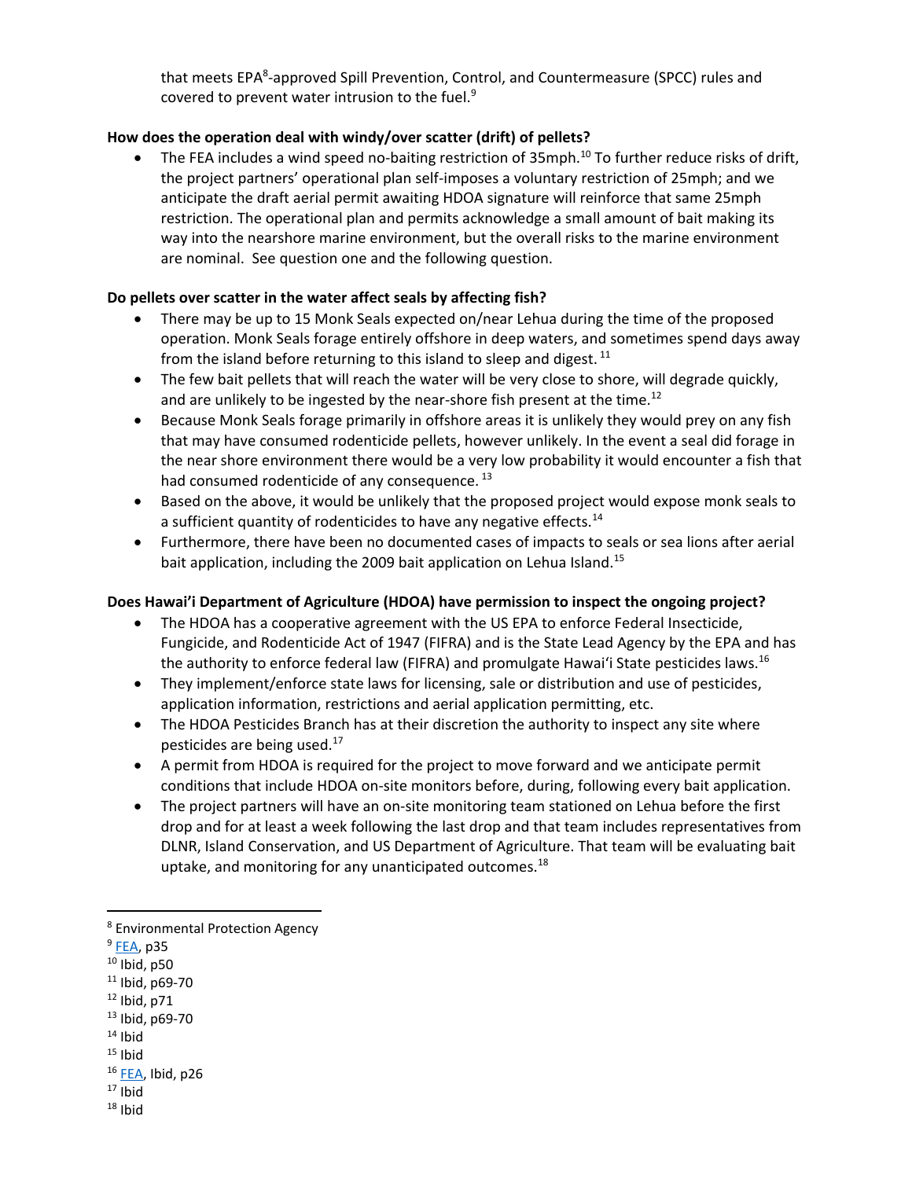that meets EPA[8]-approved Spill Prevention, Control, and Countermeasure (SPCC) rules and covered to prevent water intrusion to the fuel.[9]

**How does the operation deal with windy/over scatter (drift) of pellets?**

- The FEA includes a wind speed no-baiting restriction of 35mph.[10] To further reduce risks of drift, the project partners' operational plan self-imposes a voluntary restriction of 25mph; and we anticipate the draft aerial permit awaiting HDOA signature will reinforce that same 25mph restriction. The operational plan and permits acknowledge a small amount of bait making its way into the nearshore marine environment, but the overall risks to the marine environment are nominal. See question one and the following question.

**Do pellets over scatter in the water affect seals by affecting fish?**

- There may be up to 15 Monk Seals expected on/near Lehua during the time of the proposed operation. Monk Seals forage entirely offshore in deep waters, and sometimes spend days away from the island before returning to this island to sleep and digest.[11]
- The few bait pellets that will reach the water will be very close to shore, will degrade quickly, and are unlikely to be ingested by the near-shore fish present at the time.[12]
- Because Monk Seals forage primarily in offshore areas it is unlikely they would prey on any fish that may have consumed rodenticide pellets, however unlikely. In the event a seal did forage in the near shore environment there would be a very low probability it would encounter a fish that had consumed rodenticide of any consequence.[13]
- Based on the above, it would be unlikely that the proposed project would expose monk seals to a sufficient quantity of rodenticides to have any negative effects.[14]
- Furthermore, there have been no documented cases of impacts to seals or sea lions after aerial bait application, including the 2009 bait application on Lehua Island.[15]

**Does Hawai'i Department of Agriculture (HDOA) have permission to inspect the ongoing project?**

- The HDOA has a cooperative agreement with the US EPA to enforce Federal Insecticide, Fungicide, and Rodenticide Act of 1947 (FIFRA) and is the State Lead Agency by the EPA and has the authority to enforce federal law (FIFRA) and promulgate Hawai'i State pesticides laws.[16]
- They implement/enforce state laws for licensing, sale or distribution and use of pesticides, application information, restrictions and aerial application permitting, etc.
- The HDOA Pesticides Branch has at their discretion the authority to inspect any site where pesticides are being used.[17]
- A permit from HDOA is required for the project to move forward and we anticipate permit conditions that include HDOA on-site monitors before, during, following every bait application.
- The project partners will have an on-site monitoring team stationed on Lehua before the first drop and for at least a week following the last drop and that team includes representatives from DLNR, Island Conservation, and US Department of Agriculture. That team will be evaluating bait uptake, and monitoring for any unanticipated outcomes.[18]

---

[8] Environmental Protection Agency
[9] FEA, p35
[10] Ibid, p50
[11] Ibid, p69-70
[12] Ibid, p71
[13] Ibid, p69-70
[14] Ibid
[15] Ibid
[16] FEA, Ibid, p26
[17] Ibid
[18] Ibid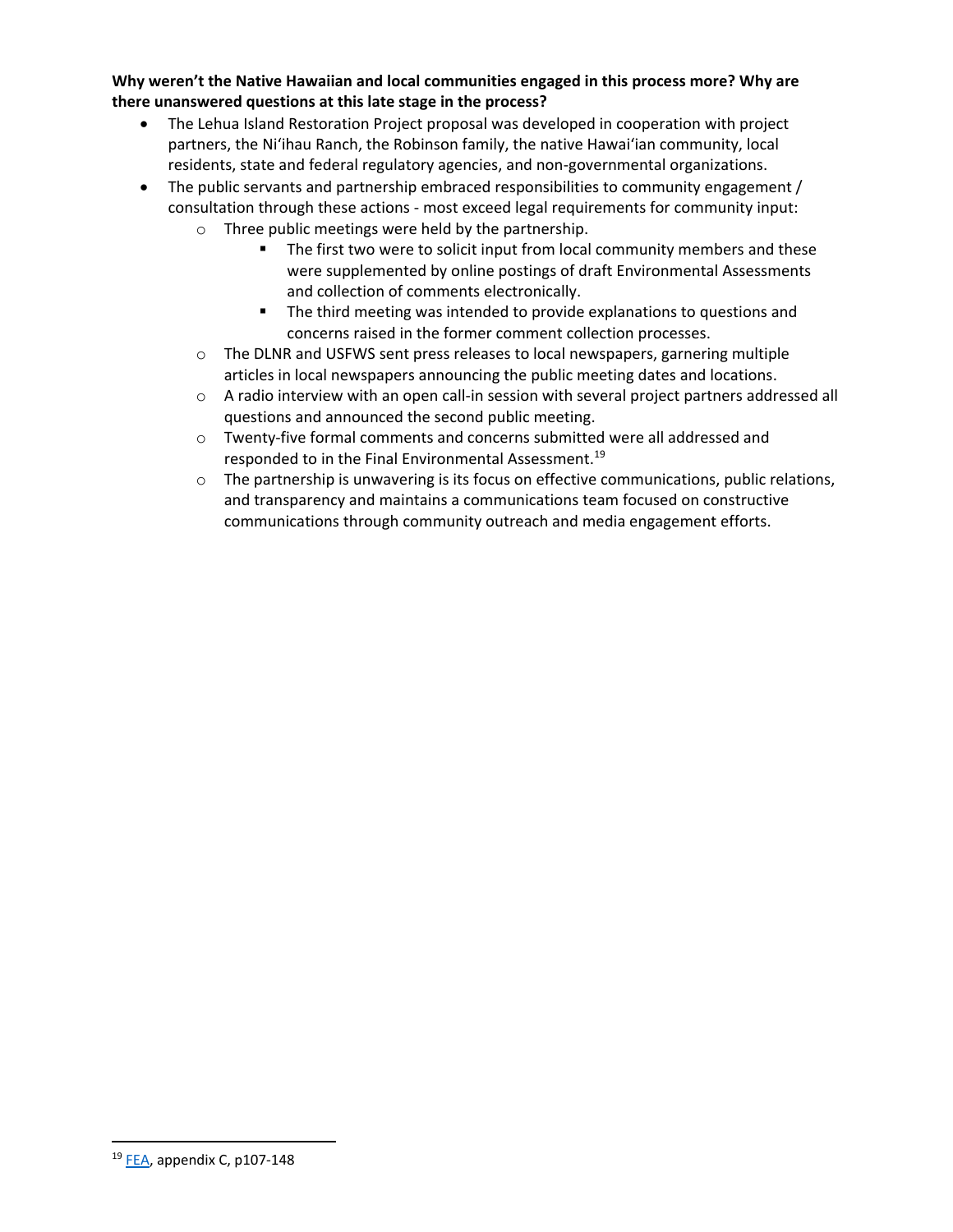**Why weren't the Native Hawaiian and local communities engaged in this process more? Why are there unanswered questions at this late stage in the process?**

- The Lehua Island Restoration Project proposal was developed in cooperation with project partners, the Niʻihau Ranch, the Robinson family, the native Hawaiʻian community, local residents, state and federal regulatory agencies, and non-governmental organizations.
- The public servants and partnership embraced responsibilities to community engagement / consultation through these actions - most exceed legal requirements for community input:
    - Three public meetings were held by the partnership.
        - The first two were to solicit input from local community members and these were supplemented by online postings of draft Environmental Assessments and collection of comments electronically.
        - The third meeting was intended to provide explanations to questions and concerns raised in the former comment collection processes.
    - The DLNR and USFWS sent press releases to local newspapers, garnering multiple articles in local newspapers announcing the public meeting dates and locations.
    - A radio interview with an open call-in session with several project partners addressed all questions and announced the second public meeting.
    - Twenty-five formal comments and concerns submitted were all addressed and responded to in the Final Environmental Assessment.[19]
    - The partnership is unwavering is its focus on effective communications, public relations, and transparency and maintains a communications team focused on constructive communications through community outreach and media engagement efforts.

---

[19] FEA, appendix C, p107-148